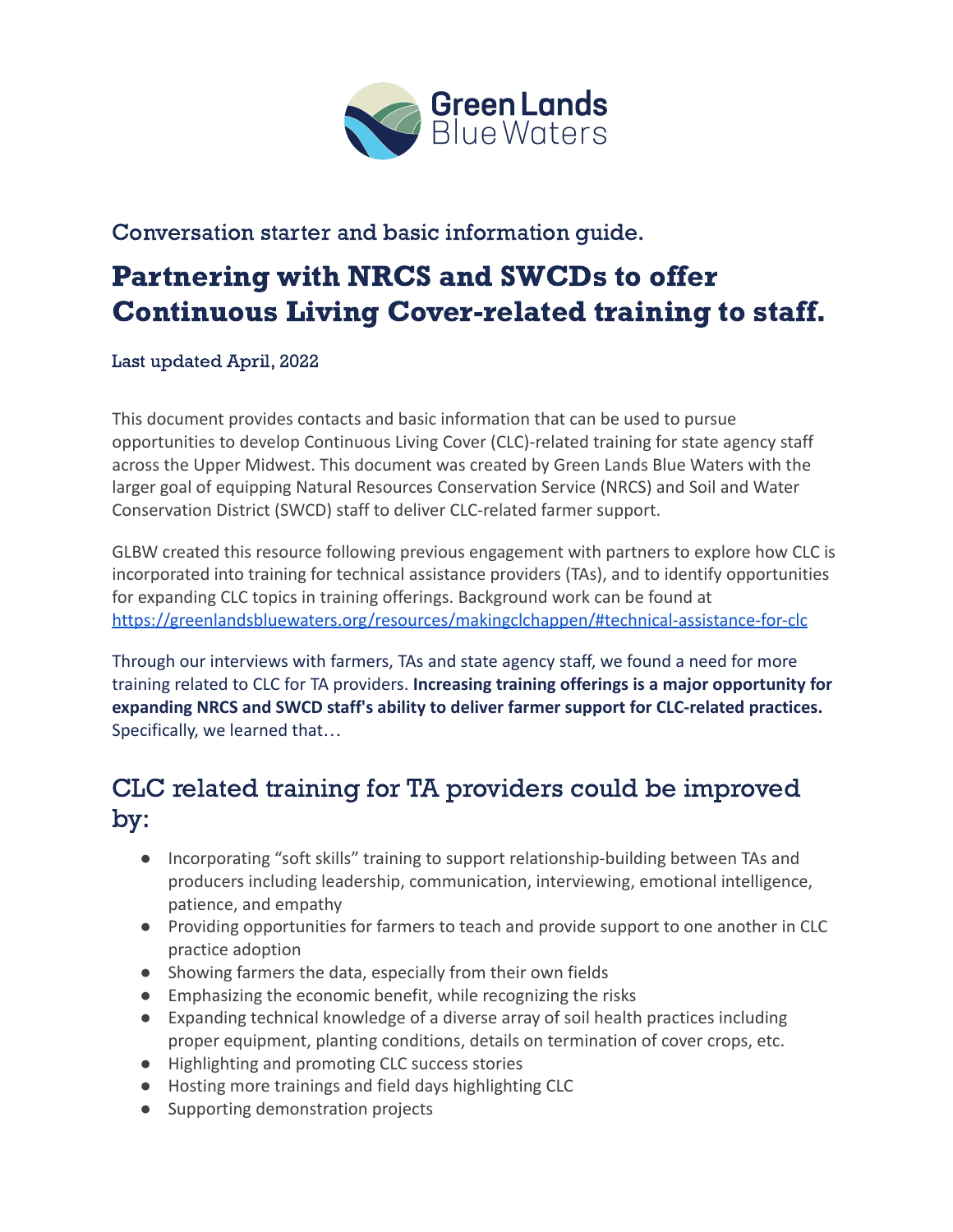Green Lands Blue Waters

Conversation starter and basic information guide.

# Partnering with NRCS and SWCDs to offer Continuous Living Cover-related training to staff.

Last updated April, 2022

This document provides contacts and basic information that can be used to pursue opportunities to develop Continuous Living Cover (CLC)-related training for state agency staff across the Upper Midwest. This document was created by Green Lands Blue Waters with the larger goal of equipping Natural Resources Conservation Service (NRCS) and Soil and Water Conservation District (SWCD) staff to deliver CLC-related farmer support.

GLBW created this resource following previous engagement with partners to explore how CLC is incorporated into training for technical assistance providers (TAs), and to identify opportunities for expanding CLC topics in training offerings. Background work can be found at https://greenlandsbluewaters.org/resources/makingclchappen/#technical-assistance-for-clc

Through our interviews with farmers, TAs and state agency staff, we found a need for more training related to CLC for TA providers. **Increasing training offerings is a major opportunity for expanding NRCS and SWCD staff's ability to deliver farmer support for CLC-related practices.** Specifically, we learned that…

## CLC related training for TA providers could be improved by:

- Incorporating "soft skills" training to support relationship-building between TAs and producers including leadership, communication, interviewing, emotional intelligence, patience, and empathy
- Providing opportunities for farmers to teach and provide support to one another in CLC practice adoption
- Showing farmers the data, especially from their own fields
- Emphasizing the economic benefit, while recognizing the risks
- Expanding technical knowledge of a diverse array of soil health practices including proper equipment, planting conditions, details on termination of cover crops, etc.
- Highlighting and promoting CLC success stories
- Hosting more trainings and field days highlighting CLC
- Supporting demonstration projects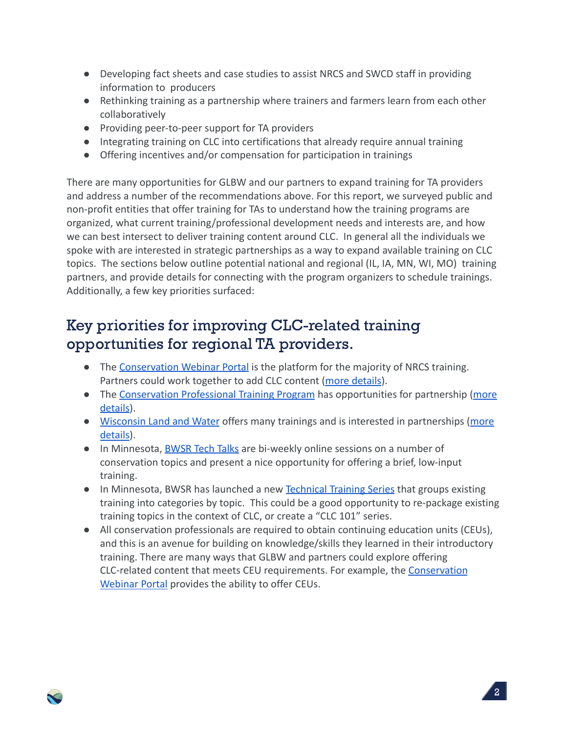- Developing fact sheets and case studies to assist NRCS and SWCD staff in providing information to producers
- Rethinking training as a partnership where trainers and farmers learn from each other collaboratively
- Providing peer-to-peer support for TA providers
- Integrating training on CLC into certifications that already require annual training
- Offering incentives and/or compensation for participation in trainings

There are many opportunities for GLBW and our partners to expand training for TA providers and address a number of the recommendations above. For this report, we surveyed public and non-profit entities that offer training for TAs to understand how the training programs are organized, what current training/professional development needs and interests are, and how we can best intersect to deliver training content around CLC. In general all the individuals we spoke with are interested in strategic partnerships as a way to expand available training on CLC topics. The sections below outline potential national and regional (IL, IA, MN, WI, MO) training partners, and provide details for connecting with the program organizers to schedule trainings. Additionally, a few key priorities surfaced:

## Key priorities for improving CLC-related training opportunities for regional TA providers.

- The Conservation Webinar Portal is the platform for the majority of NRCS training. Partners could work together to add CLC content (more details).
- The Conservation Professional Training Program has opportunities for partnership (more details).
- Wisconsin Land and Water offers many trainings and is interested in partnerships (more details).
- In Minnesota, BWSR Tech Talks are bi-weekly online sessions on a number of conservation topics and present a nice opportunity for offering a brief, low-input training.
- In Minnesota, BWSR has launched a new Technical Training Series that groups existing training into categories by topic. This could be a good opportunity to re-package existing training topics in the context of CLC, or create a "CLC 101" series.
- All conservation professionals are required to obtain continuing education units (CEUs), and this is an avenue for building on knowledge/skills they learned in their introductory training. There are many ways that GLBW and partners could explore offering CLC-related content that meets CEU requirements. For example, the Conservation Webinar Portal provides the ability to offer CEUs.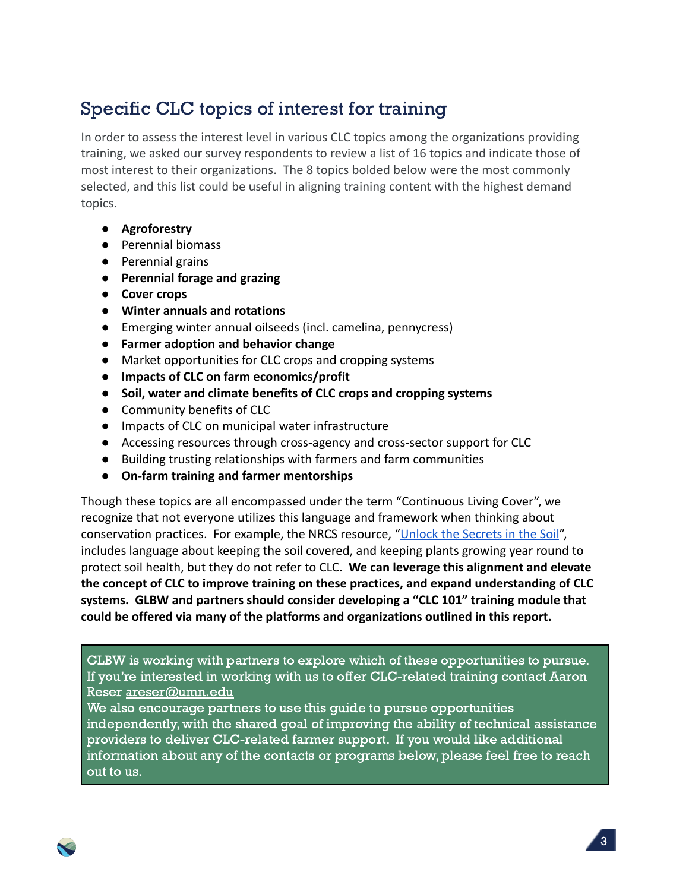## Specific CLC topics of interest for training

In order to assess the interest level in various CLC topics among the organizations providing training, we asked our survey respondents to review a list of 16 topics and indicate those of most interest to their organizations. The 8 topics bolded below were the most commonly selected, and this list could be useful in aligning training content with the highest demand topics.

- **Agroforestry**
- Perennial biomass
- Perennial grains
- **Perennial forage and grazing**
- **Cover crops**
- **Winter annuals and rotations**
- Emerging winter annual oilseeds (incl. camelina, pennycress)
- **Farmer adoption and behavior change**
- Market opportunities for CLC crops and cropping systems
- **Impacts of CLC on farm economics/profit**
- **Soil, water and climate benefits of CLC crops and cropping systems**
- Community benefits of CLC
- Impacts of CLC on municipal water infrastructure
- Accessing resources through cross-agency and cross-sector support for CLC
- Building trusting relationships with farmers and farm communities
- **On-farm training and farmer mentorships**

Though these topics are all encompassed under the term "Continuous Living Cover", we recognize that not everyone utilizes this language and framework when thinking about conservation practices. For example, the NRCS resource, "Unlock the Secrets in the Soil", includes language about keeping the soil covered, and keeping plants growing year round to protect soil health, but they do not refer to CLC. **We can leverage this alignment and elevate the concept of CLC to improve training on these practices, and expand understanding of CLC systems. GLBW and partners should consider developing a "CLC 101" training module that could be offered via many of the platforms and organizations outlined in this report.**

GLBW is working with partners to explore which of these opportunities to pursue. If you're interested in working with us to offer CLC-related training contact Aaron Reser areser@umn.edu

We also encourage partners to use this guide to pursue opportunities independently, with the shared goal of improving the ability of technical assistance providers to deliver CLC-related farmer support. If you would like additional information about any of the contacts or programs below, please feel free to reach out to us.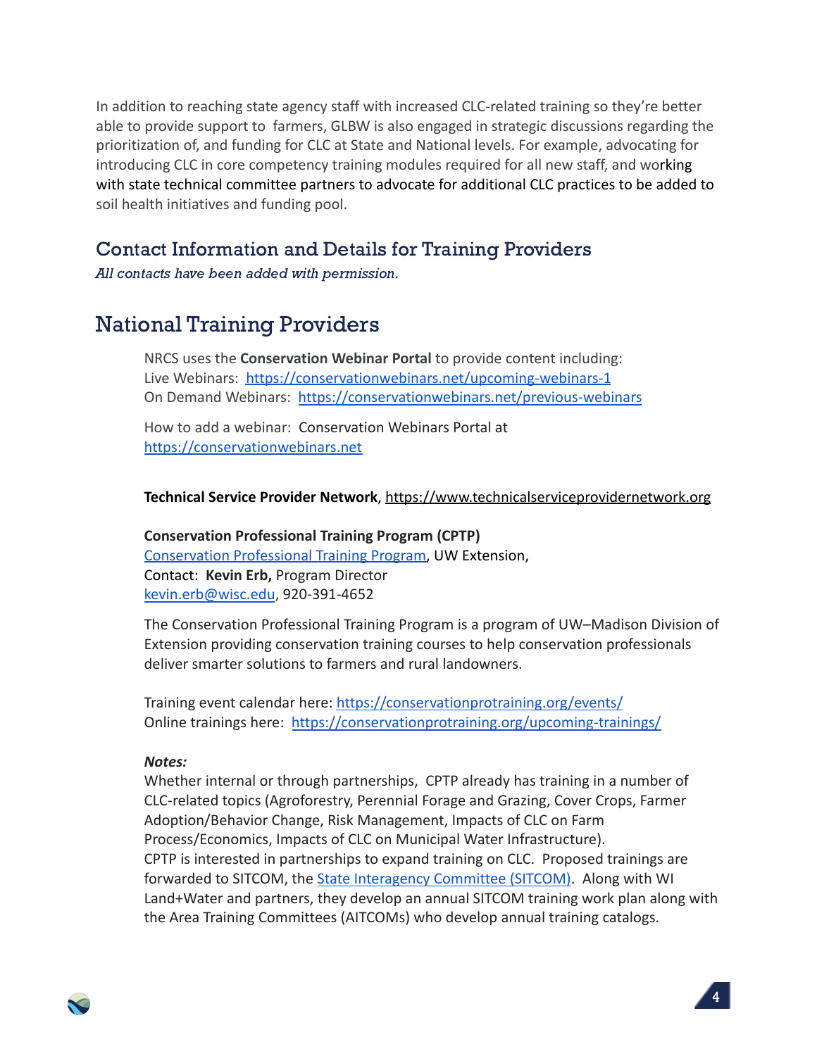In addition to reaching state agency staff with increased CLC-related training so they're better able to provide support to  farmers, GLBW is also engaged in strategic discussions regarding the prioritization of, and funding for CLC at State and National levels. For example, advocating for introducing CLC in core competency training modules required for all new staff, and working with state technical committee partners to advocate for additional CLC practices to be added to soil health initiatives and funding pool.

## Contact Information and Details for Training Providers

*All contacts have been added with permission.*

# National Training Providers

NRCS uses the **Conservation Webinar Portal** to provide content including:
Live Webinars:  https://conservationwebinars.net/upcoming-webinars-1
On Demand Webinars:  https://conservationwebinars.net/previous-webinars

How to add a webinar:  Conservation Webinars Portal at https://conservationwebinars.net

**Technical Service Provider Network**, https://www.technicalserviceprovidernetwork.org

**Conservation Professional Training Program (CPTP)**
Conservation Professional Training Program, UW Extension,
Contact:  **Kevin Erb,** Program Director
kevin.erb@wisc.edu, 920-391-4652

The Conservation Professional Training Program is a program of UW–Madison Division of Extension providing conservation training courses to help conservation professionals deliver smarter solutions to farmers and rural landowners.

Training event calendar here: https://conservationprotraining.org/events/
Online trainings here:  https://conservationprotraining.org/upcoming-trainings/

***Notes:***
Whether internal or through partnerships,  CPTP already has training in a number of CLC-related topics (Agroforestry, Perennial Forage and Grazing, Cover Crops, Farmer Adoption/Behavior Change, Risk Management, Impacts of CLC on Farm Process/Economics, Impacts of CLC on Municipal Water Infrastructure).
CPTP is interested in partnerships to expand training on CLC.  Proposed trainings are forwarded to SITCOM, the State Interagency Committee (SITCOM).  Along with WI Land+Water and partners, they develop an annual SITCOM training work plan along with the Area Training Committees (AITCOMs) who develop annual training catalogs.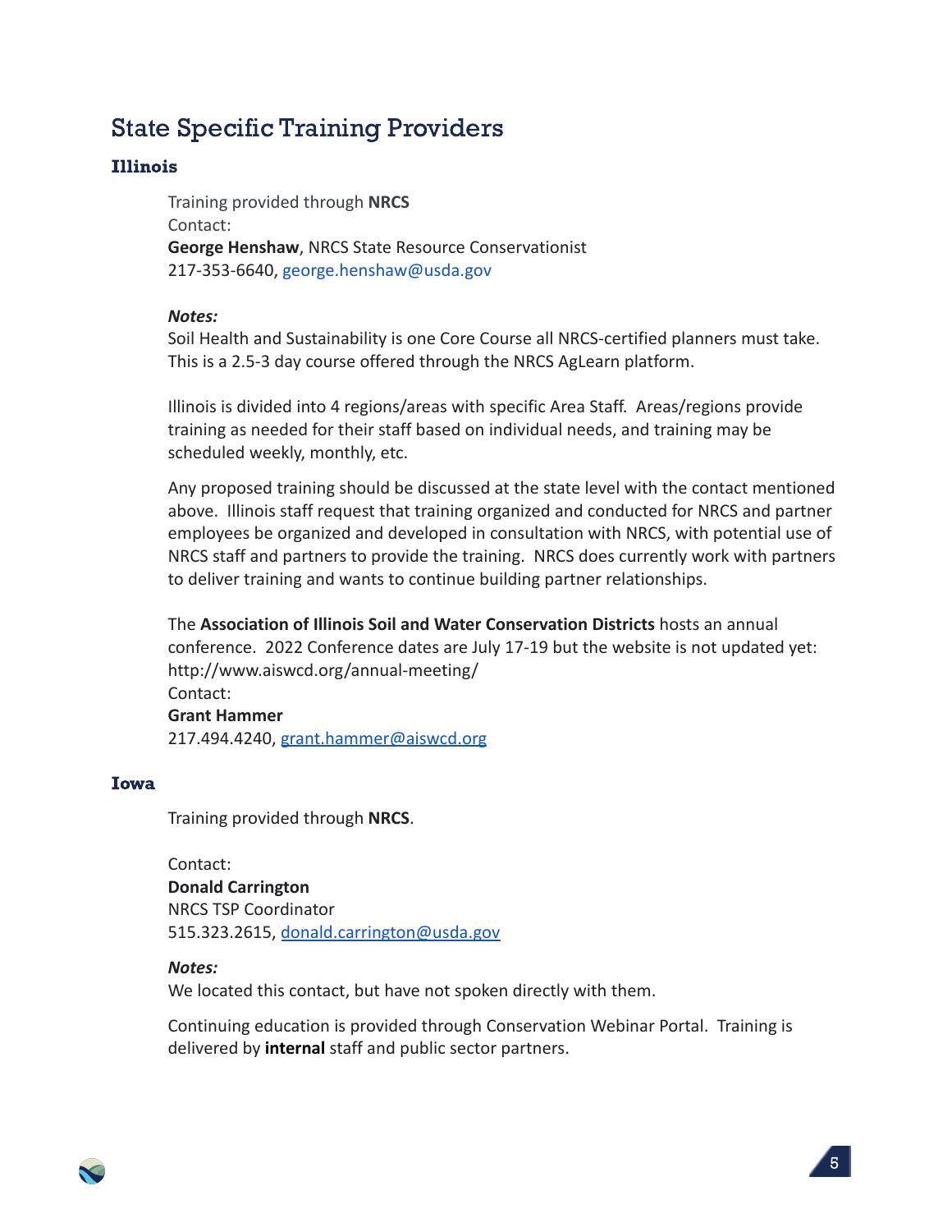## State Specific Training Providers

### Illinois

Training provided through **NRCS**
Contact:
**George Henshaw**, NRCS State Resource Conservationist
217-353-6640, george.henshaw@usda.gov

***Notes:***
Soil Health and Sustainability is one Core Course all NRCS-certified planners must take. This is a 2.5-3 day course offered through the NRCS AgLearn platform.

Illinois is divided into 4 regions/areas with specific Area Staff. Areas/regions provide training as needed for their staff based on individual needs, and training may be scheduled weekly, monthly, etc.

Any proposed training should be discussed at the state level with the contact mentioned above. Illinois staff request that training organized and conducted for NRCS and partner employees be organized and developed in consultation with NRCS, with potential use of NRCS staff and partners to provide the training. NRCS does currently work with partners to deliver training and wants to continue building partner relationships.

The **Association of Illinois Soil and Water Conservation Districts** hosts an annual conference. 2022 Conference dates are July 17-19 but the website is not updated yet: http://www.aiswcd.org/annual-meeting/
Contact:
**Grant Hammer**
217.494.4240, grant.hammer@aiswcd.org

### Iowa

Training provided through **NRCS**.

Contact:
**Donald Carrington**
NRCS TSP Coordinator
515.323.2615, donald.carrington@usda.gov

***Notes:***
We located this contact, but have not spoken directly with them.

Continuing education is provided through Conservation Webinar Portal. Training is delivered by **internal** staff and public sector partners.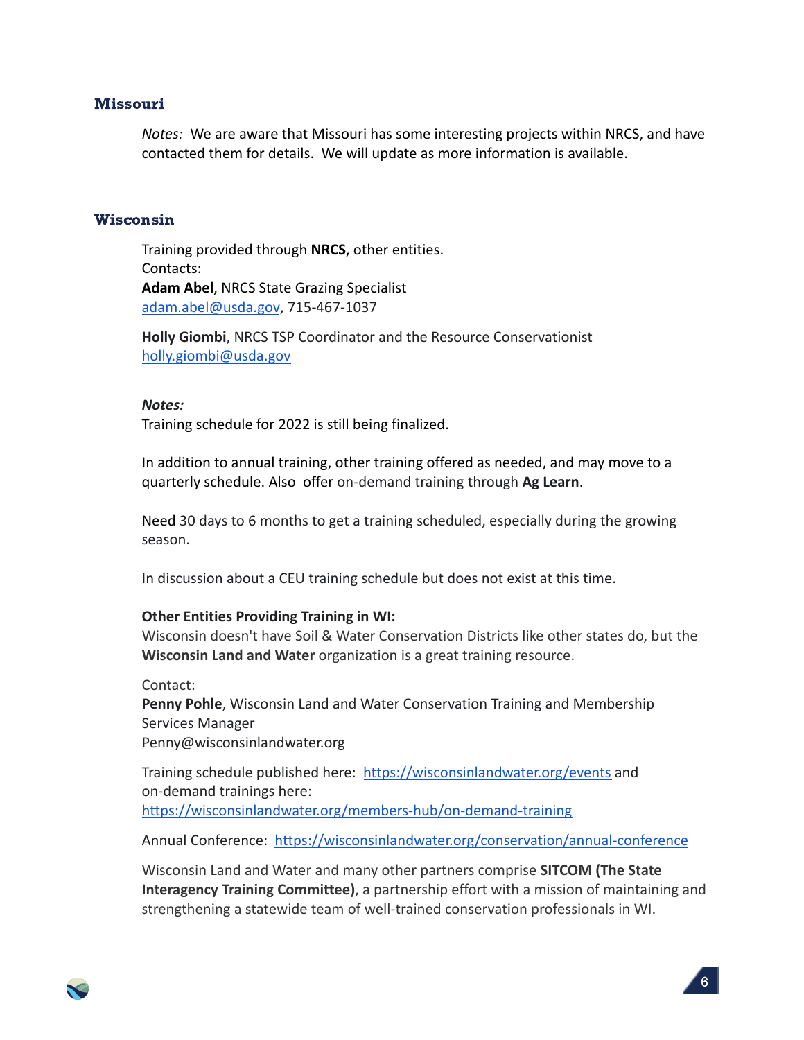### Missouri

*Notes:* We are aware that Missouri has some interesting projects within NRCS, and have contacted them for details. We will update as more information is available.

### Wisconsin

Training provided through **NRCS**, other entities.
Contacts:
**Adam Abel**, NRCS State Grazing Specialist
adam.abel@usda.gov, 715-467-1037

**Holly Giombi**, NRCS TSP Coordinator and the Resource Conservationist
holly.giombi@usda.gov

***Notes:***
Training schedule for 2022 is still being finalized.

In addition to annual training, other training offered as needed, and may move to a quarterly schedule. Also offer on-demand training through **Ag Learn**.

Need 30 days to 6 months to get a training scheduled, especially during the growing season.

In discussion about a CEU training schedule but does not exist at this time.

**Other Entities Providing Training in WI:**
Wisconsin doesn't have Soil & Water Conservation Districts like other states do, but the **Wisconsin Land and Water** organization is a great training resource.

Contact:
**Penny Pohle**, Wisconsin Land and Water Conservation Training and Membership Services Manager
Penny@wisconsinlandwater.org

Training schedule published here: https://wisconsinlandwater.org/events and on-demand trainings here:
https://wisconsinlandwater.org/members-hub/on-demand-training

Annual Conference: https://wisconsinlandwater.org/conservation/annual-conference

Wisconsin Land and Water and many other partners comprise **SITCOM (The State Interagency Training Committee)**, a partnership effort with a mission of maintaining and strengthening a statewide team of well-trained conservation professionals in WI.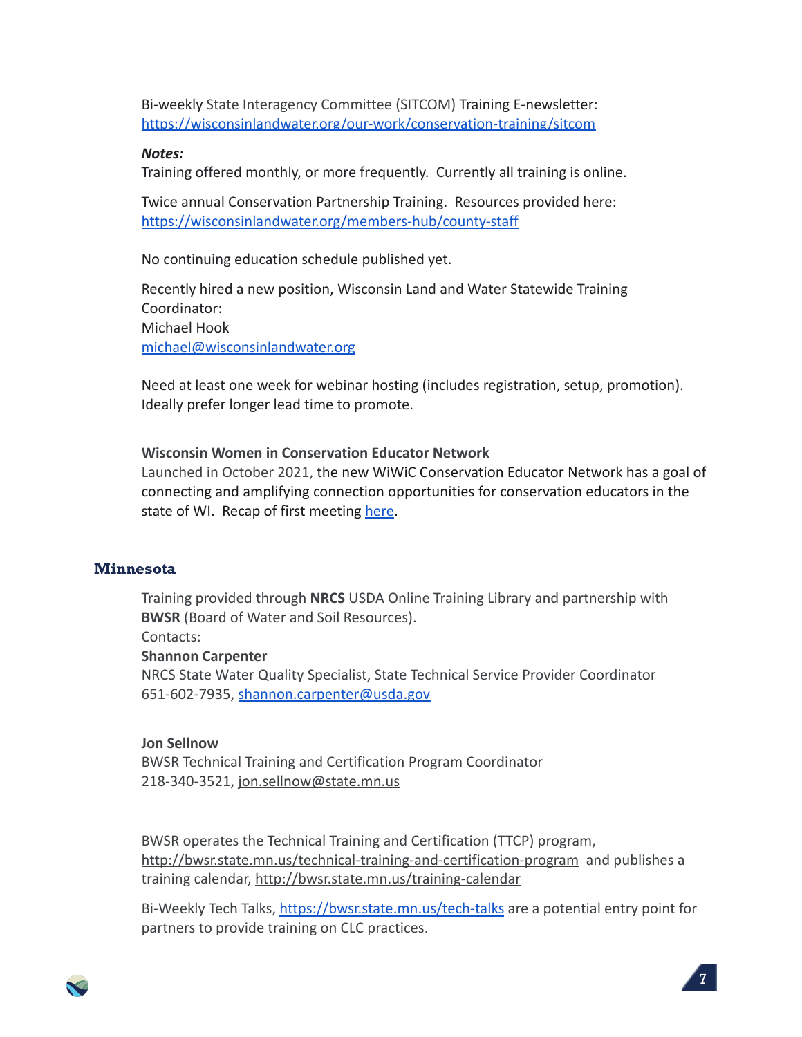Bi-weekly State Interagency Committee (SITCOM) Training E-newsletter: https://wisconsinlandwater.org/our-work/conservation-training/sitcom

***Notes:***

Training offered monthly, or more frequently. Currently all training is online.

Twice annual Conservation Partnership Training. Resources provided here: https://wisconsinlandwater.org/members-hub/county-staff

No continuing education schedule published yet.

Recently hired a new position, Wisconsin Land and Water Statewide Training Coordinator:
Michael Hook
michael@wisconsinlandwater.org

Need at least one week for webinar hosting (includes registration, setup, promotion). Ideally prefer longer lead time to promote.

**Wisconsin Women in Conservation Educator Network**

Launched in October 2021, the new WiWiC Conservation Educator Network has a goal of connecting and amplifying connection opportunities for conservation educators in the state of WI. Recap of first meeting here.

## Minnesota

Training provided through **NRCS** USDA Online Training Library and partnership with **BWSR** (Board of Water and Soil Resources).
Contacts:

**Shannon Carpenter**
NRCS State Water Quality Specialist, State Technical Service Provider Coordinator
651-602-7935, shannon.carpenter@usda.gov

**Jon Sellnow**
BWSR Technical Training and Certification Program Coordinator
218-340-3521, jon.sellnow@state.mn.us

BWSR operates the Technical Training and Certification (TTCP) program, http://bwsr.state.mn.us/technical-training-and-certification-program and publishes a training calendar, http://bwsr.state.mn.us/training-calendar

Bi-Weekly Tech Talks, https://bwsr.state.mn.us/tech-talks are a potential entry point for partners to provide training on CLC practices.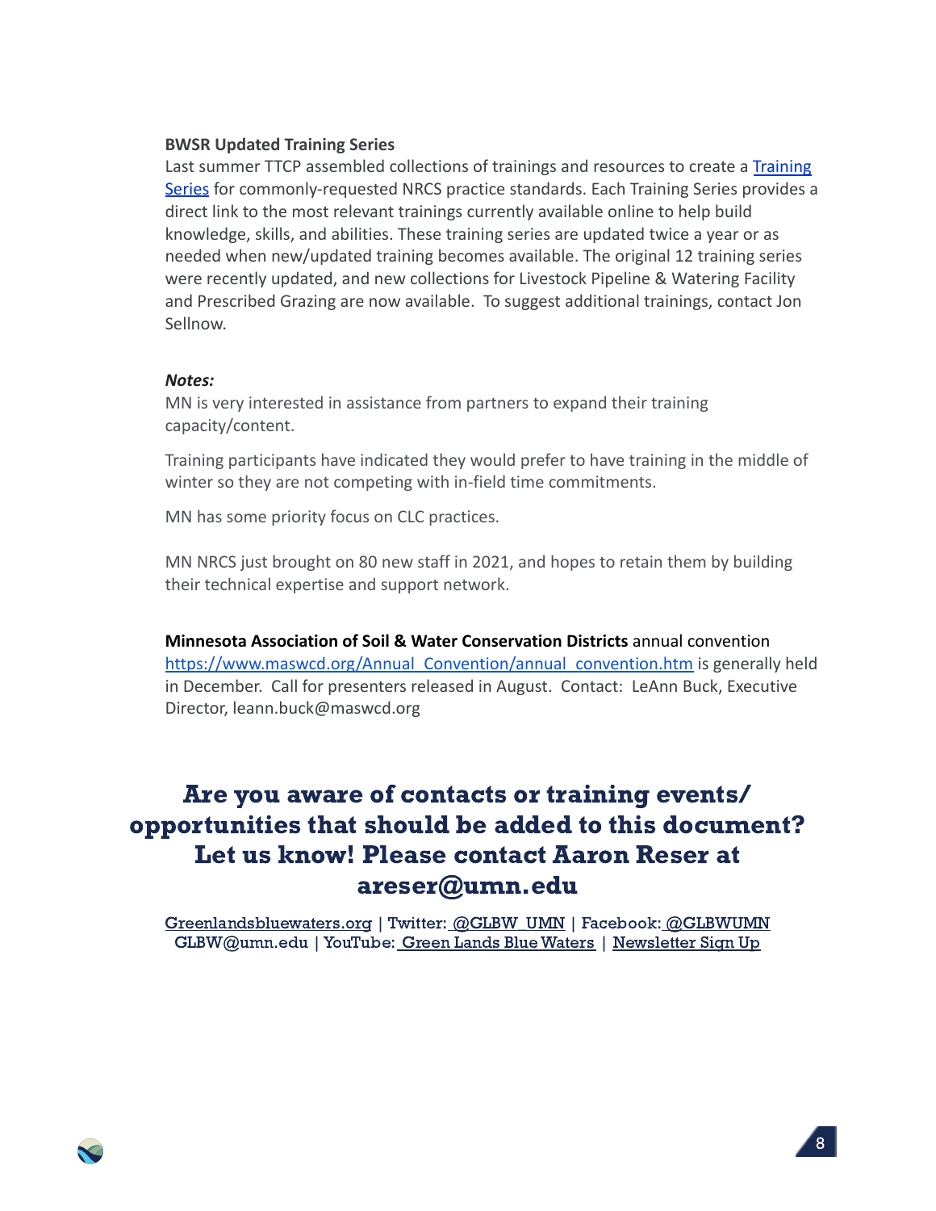**BWSR Updated Training Series**

Last summer TTCP assembled collections of trainings and resources to create a Training Series for commonly-requested NRCS practice standards. Each Training Series provides a direct link to the most relevant trainings currently available online to help build knowledge, skills, and abilities. These training series are updated twice a year or as needed when new/updated training becomes available. The original 12 training series were recently updated, and new collections for Livestock Pipeline & Watering Facility and Prescribed Grazing are now available. To suggest additional trainings, contact Jon Sellnow.

***Notes:***

MN is very interested in assistance from partners to expand their training capacity/content.

Training participants have indicated they would prefer to have training in the middle of winter so they are not competing with in-field time commitments.

MN has some priority focus on CLC practices.

MN NRCS just brought on 80 new staff in 2021, and hopes to retain them by building their technical expertise and support network.

**Minnesota Association of Soil & Water Conservation Districts** annual convention https://www.maswcd.org/Annual_Convention/annual_convention.htm is generally held in December. Call for presenters released in August. Contact: LeAnn Buck, Executive Director, leann.buck@maswcd.org

## Are you aware of contacts or training events/ opportunities that should be added to this document? Let us know! Please contact Aaron Reser at areser@umn.edu

Greenlandsbluewaters.org | Twitter: @GLBW_UMN | Facebook: @GLBWUMN
GLBW@umn.edu | YouTube: Green Lands Blue Waters | Newsletter Sign Up